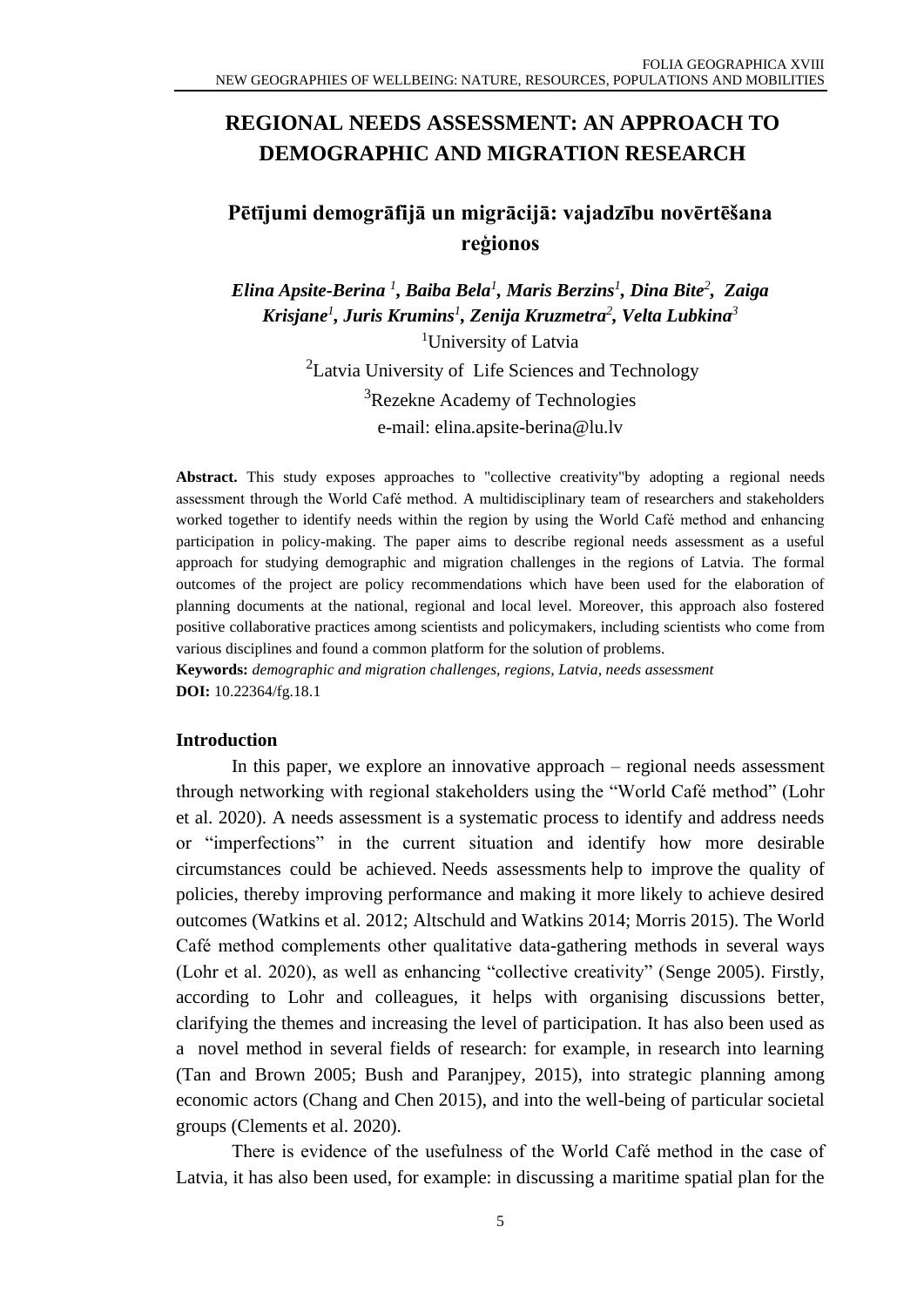# REGIONAL NEEDS ASSESSMENT: AN APPROACH TO DEMOGRAPHIC AND MIGRATION RESEARCH

## Pētījumi demogrāfijā un migrācijā: vajadzību novērtēšana reģionos

***Elina Apsite-Berina* [1], *Baiba Bela*[1], *Maris Berzins*[1], *Dina Bite*[2], *Zaiga Krisjane*[1], *Juris Krumins*[1], *Zenija Kruzmetra*[2], *Velta Lubkina*[3]**

[1]University of Latvia

[2]Latvia University of Life Sciences and Technology

[3]Rezekne Academy of Technologies

e-mail: elina.apsite-berina@lu.lv

**Abstract.** This study exposes approaches to "collective creativity"by adopting a regional needs assessment through the World Café method. A multidisciplinary team of researchers and stakeholders worked together to identify needs within the region by using the World Café method and enhancing participation in policy-making. The paper aims to describe regional needs assessment as a useful approach for studying demographic and migration challenges in the regions of Latvia. The formal outcomes of the project are policy recommendations which have been used for the elaboration of planning documents at the national, regional and local level. Moreover, this approach also fostered positive collaborative practices among scientists and policymakers, including scientists who come from various disciplines and found a common platform for the solution of problems.

**Keywords:** *demographic and migration challenges, regions, Latvia, needs assessment*

**DOI:** 10.22364/fg.18.1

### Introduction

In this paper, we explore an innovative approach – regional needs assessment through networking with regional stakeholders using the "World Café method" (Lohr et al. 2020). A needs assessment is a systematic process to identify and address needs or "imperfections" in the current situation and identify how more desirable circumstances could be achieved. Needs assessments help to improve the quality of policies, thereby improving performance and making it more likely to achieve desired outcomes (Watkins et al. 2012; Altschuld and Watkins 2014; Morris 2015). The World Café method complements other qualitative data-gathering methods in several ways (Lohr et al. 2020), as well as enhancing "collective creativity" (Senge 2005). Firstly, according to Lohr and colleagues, it helps with organising discussions better, clarifying the themes and increasing the level of participation. It has also been used as a novel method in several fields of research: for example, in research into learning (Tan and Brown 2005; Bush and Paranjpey, 2015), into strategic planning among economic actors (Chang and Chen 2015), and into the well-being of particular societal groups (Clements et al. 2020).

There is evidence of the usefulness of the World Café method in the case of Latvia, it has also been used, for example: in discussing a maritime spatial plan for the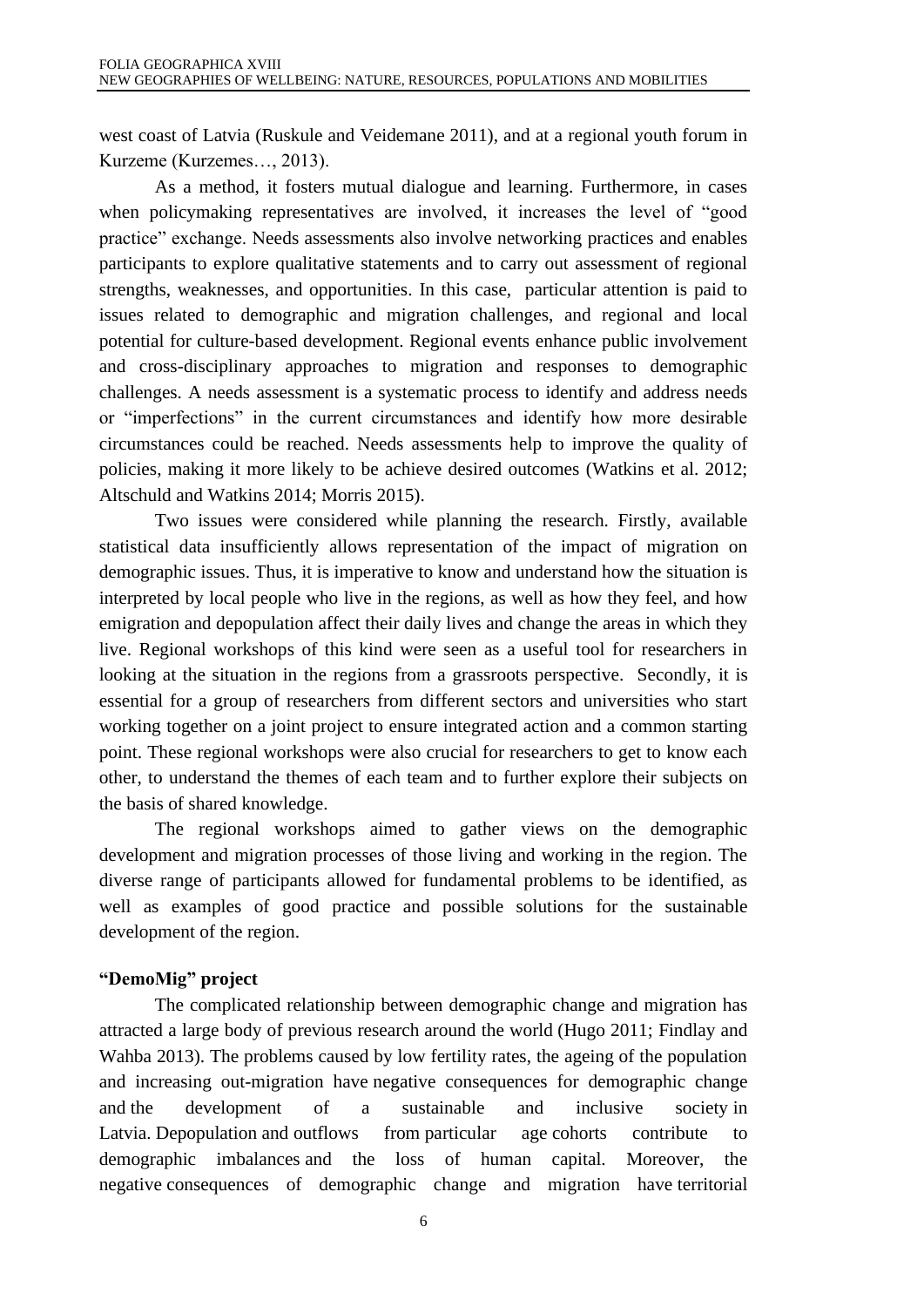west coast of Latvia (Ruskule and Veidemane 2011), and at a regional youth forum in Kurzeme (Kurzemes…, 2013).

As a method, it fosters mutual dialogue and learning. Furthermore, in cases when policymaking representatives are involved, it increases the level of "good practice" exchange. Needs assessments also involve networking practices and enables participants to explore qualitative statements and to carry out assessment of regional strengths, weaknesses, and opportunities. In this case, particular attention is paid to issues related to demographic and migration challenges, and regional and local potential for culture-based development. Regional events enhance public involvement and cross-disciplinary approaches to migration and responses to demographic challenges. A needs assessment is a systematic process to identify and address needs or "imperfections" in the current circumstances and identify how more desirable circumstances could be reached. Needs assessments help to improve the quality of policies, making it more likely to be achieve desired outcomes (Watkins et al. 2012; Altschuld and Watkins 2014; Morris 2015).

Two issues were considered while planning the research. Firstly, available statistical data insufficiently allows representation of the impact of migration on demographic issues. Thus, it is imperative to know and understand how the situation is interpreted by local people who live in the regions, as well as how they feel, and how emigration and depopulation affect their daily lives and change the areas in which they live. Regional workshops of this kind were seen as a useful tool for researchers in looking at the situation in the regions from a grassroots perspective. Secondly, it is essential for a group of researchers from different sectors and universities who start working together on a joint project to ensure integrated action and a common starting point. These regional workshops were also crucial for researchers to get to know each other, to understand the themes of each team and to further explore their subjects on the basis of shared knowledge.

The regional workshops aimed to gather views on the demographic development and migration processes of those living and working in the region. The diverse range of participants allowed for fundamental problems to be identified, as well as examples of good practice and possible solutions for the sustainable development of the region.

**"DemoMig" project**

The complicated relationship between demographic change and migration has attracted a large body of previous research around the world (Hugo 2011; Findlay and Wahba 2013). The problems caused by low fertility rates, the ageing of the population and increasing out-migration have negative consequences for demographic change and the development of a sustainable and inclusive society in Latvia. Depopulation and outflows from particular age cohorts contribute to demographic imbalances and the loss of human capital. Moreover, the negative consequences of demographic change and migration have territorial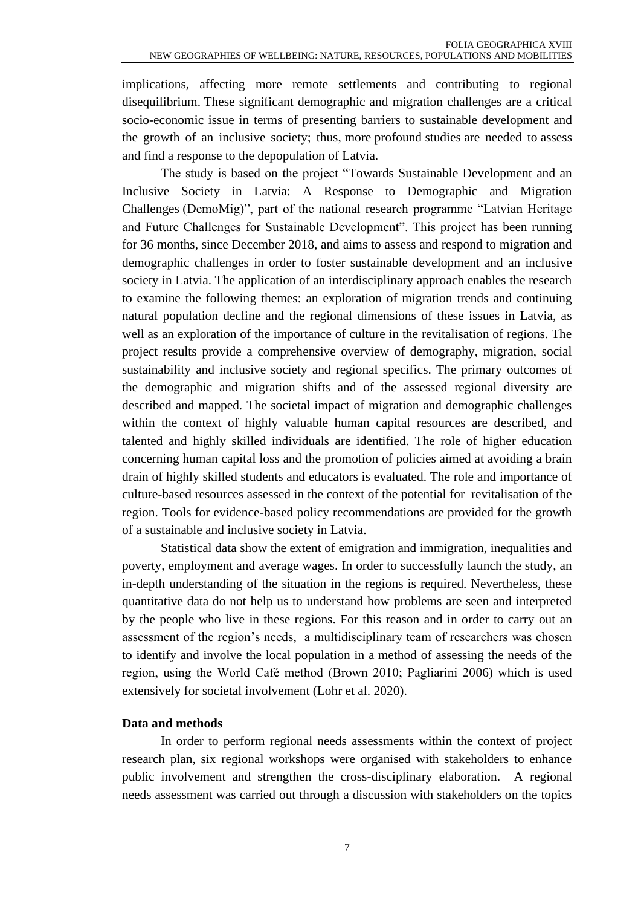implications, affecting more remote settlements and contributing to regional disequilibrium. These significant demographic and migration challenges are a critical socio-economic issue in terms of presenting barriers to sustainable development and the growth of an inclusive society; thus, more profound studies are needed to assess and find a response to the depopulation of Latvia.

The study is based on the project "Towards Sustainable Development and an Inclusive Society in Latvia: A Response to Demographic and Migration Challenges (DemoMig)", part of the national research programme "Latvian Heritage and Future Challenges for Sustainable Development". This project has been running for 36 months, since December 2018, and aims to assess and respond to migration and demographic challenges in order to foster sustainable development and an inclusive society in Latvia. The application of an interdisciplinary approach enables the research to examine the following themes: an exploration of migration trends and continuing natural population decline and the regional dimensions of these issues in Latvia, as well as an exploration of the importance of culture in the revitalisation of regions. The project results provide a comprehensive overview of demography, migration, social sustainability and inclusive society and regional specifics. The primary outcomes of the demographic and migration shifts and of the assessed regional diversity are described and mapped. The societal impact of migration and demographic challenges within the context of highly valuable human capital resources are described, and talented and highly skilled individuals are identified. The role of higher education concerning human capital loss and the promotion of policies aimed at avoiding a brain drain of highly skilled students and educators is evaluated. The role and importance of culture-based resources assessed in the context of the potential for revitalisation of the region. Tools for evidence-based policy recommendations are provided for the growth of a sustainable and inclusive society in Latvia.

Statistical data show the extent of emigration and immigration, inequalities and poverty, employment and average wages. In order to successfully launch the study, an in-depth understanding of the situation in the regions is required. Nevertheless, these quantitative data do not help us to understand how problems are seen and interpreted by the people who live in these regions. For this reason and in order to carry out an assessment of the region's needs, a multidisciplinary team of researchers was chosen to identify and involve the local population in a method of assessing the needs of the region, using the World Café method (Brown 2010; Pagliarini 2006) which is used extensively for societal involvement (Lohr et al. 2020).

**Data and methods**

In order to perform regional needs assessments within the context of project research plan, six regional workshops were organised with stakeholders to enhance public involvement and strengthen the cross-disciplinary elaboration. A regional needs assessment was carried out through a discussion with stakeholders on the topics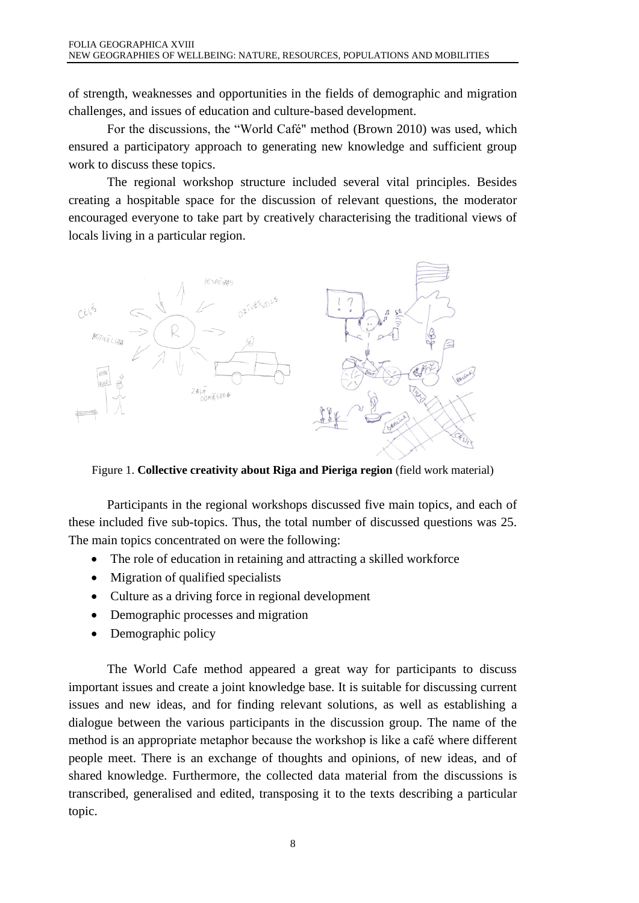of strength, weaknesses and opportunities in the fields of demographic and migration challenges, and issues of education and culture-based development.

For the discussions, the "World Café" method (Brown 2010) was used, which ensured a participatory approach to generating new knowledge and sufficient group work to discuss these topics.

The regional workshop structure included several vital principles. Besides creating a hospitable space for the discussion of relevant questions, the moderator encouraged everyone to take part by creatively characterising the traditional views of locals living in a particular region.

Figure 1. **Collective creativity about Riga and Pieriga region** (field work material)

Participants in the regional workshops discussed five main topics, and each of these included five sub-topics. Thus, the total number of discussed questions was 25. The main topics concentrated on were the following:

- The role of education in retaining and attracting a skilled workforce
- Migration of qualified specialists
- Culture as a driving force in regional development
- Demographic processes and migration
- Demographic policy

The World Cafe method appeared a great way for participants to discuss important issues and create a joint knowledge base. It is suitable for discussing current issues and new ideas, and for finding relevant solutions, as well as establishing a dialogue between the various participants in the discussion group. The name of the method is an appropriate metaphor because the workshop is like a café where different people meet. There is an exchange of thoughts and opinions, of new ideas, and of shared knowledge. Furthermore, the collected data material from the discussions is transcribed, generalised and edited, transposing it to the texts describing a particular topic.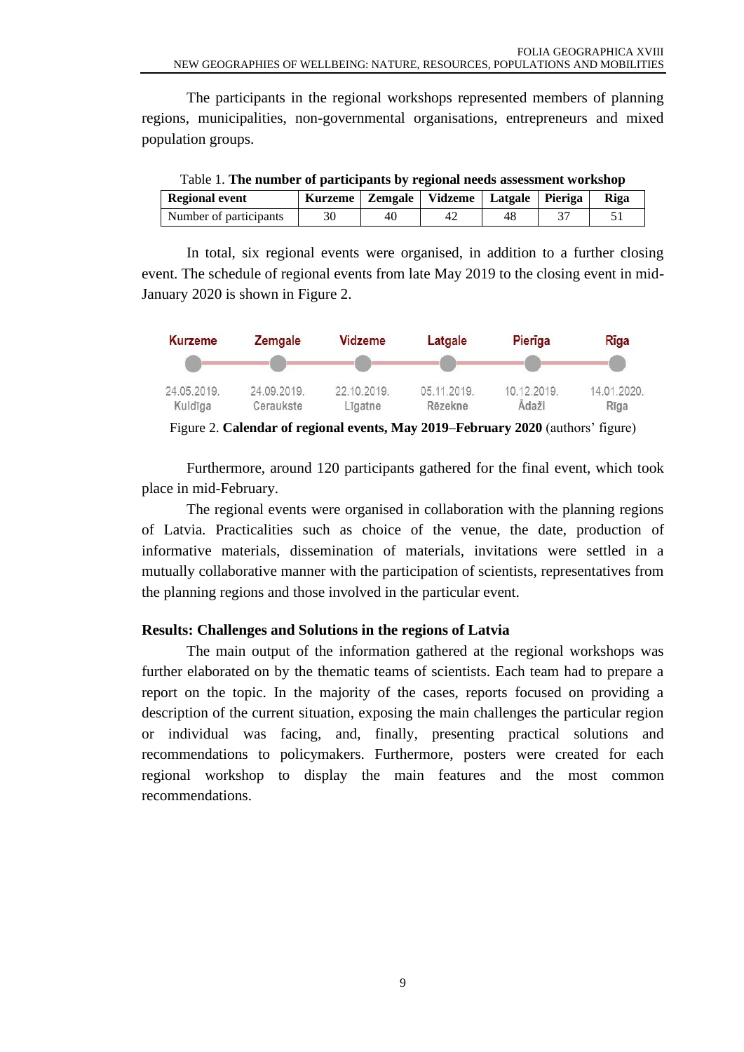The participants in the regional workshops represented members of planning regions, municipalities, non-governmental organisations, entrepreneurs and mixed population groups.

Table 1. **The number of participants by regional needs assessment workshop**

| Regional event | Kurzeme | Zemgale | Vidzeme | Latgale | Pieriga | Riga |
|---|---|---|---|---|---|---|
| Number of participants | 30 | 40 | 42 | 48 | 37 | 51 |

In total, six regional events were organised, in addition to a further closing event. The schedule of regional events from late May 2019 to the closing event in mid-January 2020 is shown in Figure 2.

| Kurzeme | Zemgale | Vidzeme | Latgale | Pierīga | Rīga |
|---|---|---|---|---|---|
| 24.05.2019. | 24.09.2019. | 22.10.2019. | 05.11.2019. | 10.12.2019. | 14.01.2020. |
| Kuldīga | Cerаukste | Līgatne | Rēzekne | Ādaži | Rīga |

Figure 2. **Calendar of regional events, May 2019–February 2020** (authors' figure)

Furthermore, around 120 participants gathered for the final event, which took place in mid-February.

The regional events were organised in collaboration with the planning regions of Latvia. Practicalities such as choice of the venue, the date, production of informative materials, dissemination of materials, invitations were settled in a mutually collaborative manner with the participation of scientists, representatives from the planning regions and those involved in the particular event.

## Results: Challenges and Solutions in the regions of Latvia

The main output of the information gathered at the regional workshops was further elaborated on by the thematic teams of scientists. Each team had to prepare a report on the topic. In the majority of the cases, reports focused on providing a description of the current situation, exposing the main challenges the particular region or individual was facing, and, finally, presenting practical solutions and recommendations to policymakers. Furthermore, posters were created for each regional workshop to display the main features and the most common recommendations.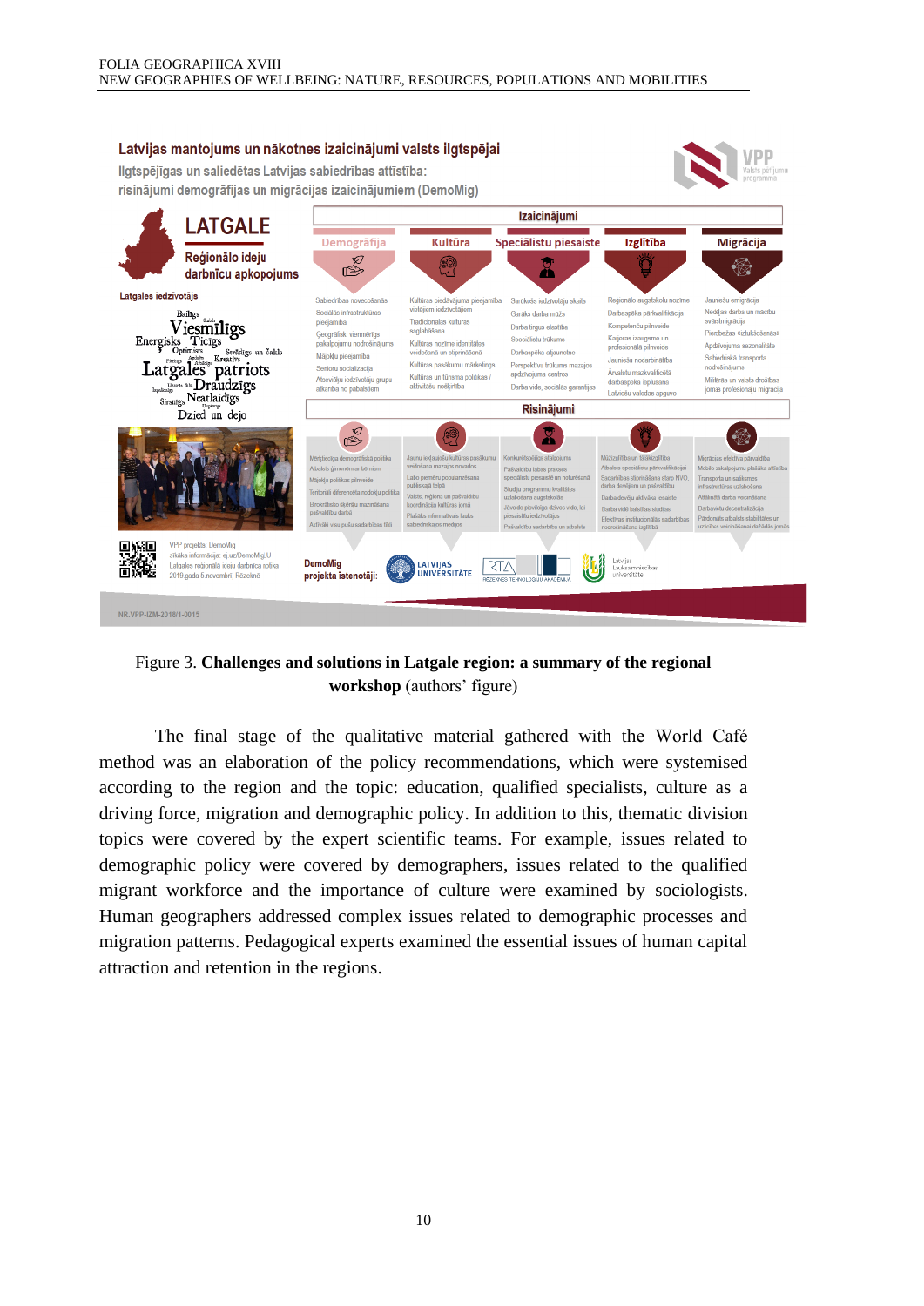Figure 3. **Challenges and solutions in Latgale region: a summary of the regional workshop** (authors' figure)

The final stage of the qualitative material gathered with the World Café method was an elaboration of the policy recommendations, which were systemised according to the region and the topic: education, qualified specialists, culture as a driving force, migration and demographic policy. In addition to this, thematic division topics were covered by the expert scientific teams. For example, issues related to demographic policy were covered by demographers, issues related to the qualified migrant workforce and the importance of culture were examined by sociologists. Human geographers addressed complex issues related to demographic processes and migration patterns. Pedagogical experts examined the essential issues of human capital attraction and retention in the regions.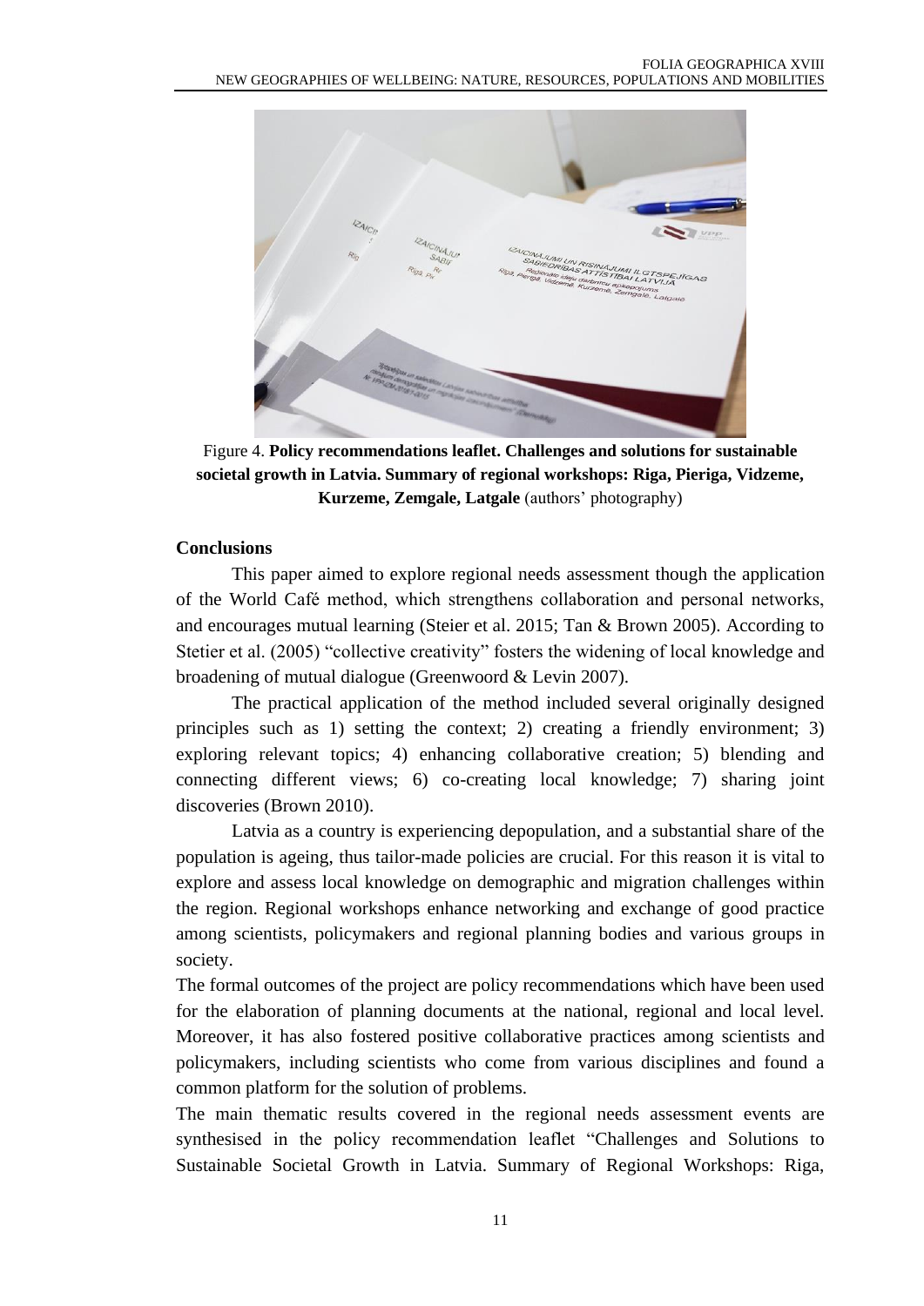Figure 4. **Policy recommendations leaflet. Challenges and solutions for sustainable societal growth in Latvia. Summary of regional workshops: Riga, Pieriga, Vidzeme, Kurzeme, Zemgale, Latgale** (authors' photography)

## Conclusions

This paper aimed to explore regional needs assessment though the application of the World Café method, which strengthens collaboration and personal networks, and encourages mutual learning (Steier et al. 2015; Tan & Brown 2005). According to Stetier et al. (2005) "collective creativity" fosters the widening of local knowledge and broadening of mutual dialogue (Greenwoord & Levin 2007).

The practical application of the method included several originally designed principles such as 1) setting the context; 2) creating a friendly environment; 3) exploring relevant topics; 4) enhancing collaborative creation; 5) blending and connecting different views; 6) co-creating local knowledge; 7) sharing joint discoveries (Brown 2010).

Latvia as a country is experiencing depopulation, and a substantial share of the population is ageing, thus tailor-made policies are crucial. For this reason it is vital to explore and assess local knowledge on demographic and migration challenges within the region. Regional workshops enhance networking and exchange of good practice among scientists, policymakers and regional planning bodies and various groups in society.

The formal outcomes of the project are policy recommendations which have been used for the elaboration of planning documents at the national, regional and local level. Moreover, it has also fostered positive collaborative practices among scientists and policymakers, including scientists who come from various disciplines and found a common platform for the solution of problems.

The main thematic results covered in the regional needs assessment events are synthesised in the policy recommendation leaflet "Challenges and Solutions to Sustainable Societal Growth in Latvia. Summary of Regional Workshops: Riga,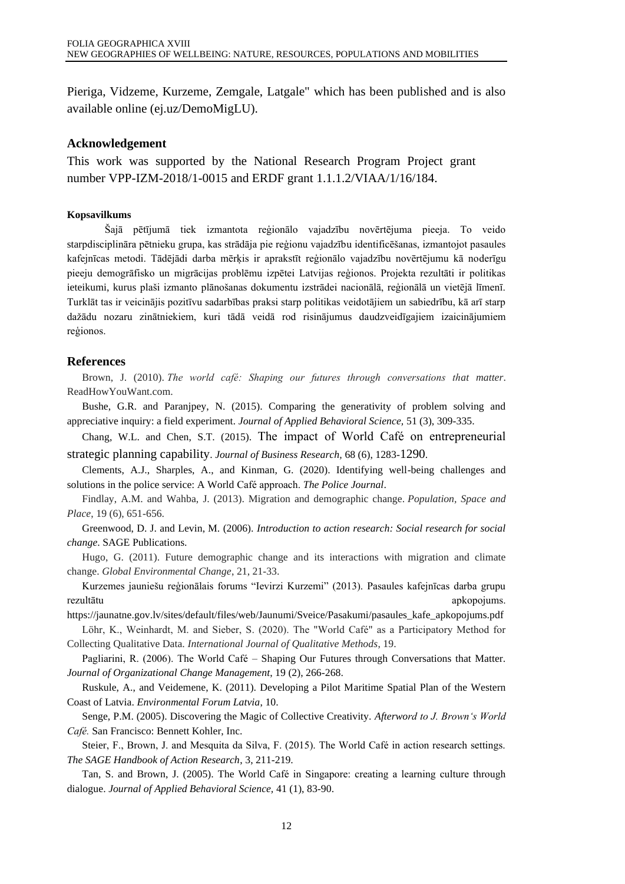Pieriga, Vidzeme, Kurzeme, Zemgale, Latgale" which has been published and is also available online (ej.uz/DemoMigLU).

## Acknowledgement

This work was supported by the National Research Program Project grant number VPP-IZM-2018/1-0015 and ERDF grant 1.1.1.2/VIAA/1/16/184.

**Kopsavilkums**

Šajā pētījumā tiek izmantota reģionālo vajadzību novērtējuma pieeja. To veido starpdisciplināra pētnieku grupa, kas strādāja pie reģionu vajadzību identificēšanas, izmantojot pasaules kafejnīcas metodi. Tādējādi darba mērķis ir aprakstīt reģionālo vajadzību novērtējumu kā noderīgu pieeju demogrāfisko un migrācijas problēmu izpētei Latvijas reģionos. Projekta rezultāti ir politikas ieteikumi, kurus plaši izmanto plānošanas dokumentu izstrādei nacionālā, reģionālā un vietējā līmenī. Turklāt tas ir veicinājis pozitīvu sadarbības praksi starp politikas veidotājiem un sabiedrību, kā arī starp dažādu nozaru zinātniekiem, kuri tādā veidā rod risinājumus daudzveidīgajiem izaicinājumiem reģionos.

## References

Brown, J. (2010). *The world café: Shaping our futures through conversations that matter*. ReadHowYouWant.com.

Bushe, G.R. and Paranjpey, N. (2015). Comparing the generativity of problem solving and appreciative inquiry: a field experiment. *Journal of Applied Behavioral Science*, 51 (3), 309-335.

Chang, W.L. and Chen, S.T. (2015). The impact of World Café on entrepreneurial strategic planning capability. *Journal of Business Research*, 68 (6), 1283-1290.

Clements, A.J., Sharples, A., and Kinman, G. (2020). Identifying well-being challenges and solutions in the police service: A World Café approach. *The Police Journal*.

Findlay, A.M. and Wahba, J. (2013). Migration and demographic change. *Population, Space and Place*, 19 (6), 651-656.

Greenwood, D. J. and Levin, M. (2006). *Introduction to action research: Social research for social change*. SAGE Publications.

Hugo, G. (2011). Future demographic change and its interactions with migration and climate change. *Global Environmental Change*, 21, 21-33.

Kurzemes jauniešu reģionālais forums "Ievirzi Kurzemi" (2013). Pasaules kafejnīcas darba grupu rezultātu apkopojums. https://jaunatne.gov.lv/sites/default/files/web/Jaunumi/Sveice/Pasakumi/pasaules_kafe_apkopojums.pdf

Löhr, K., Weinhardt, M. and Sieber, S. (2020). The "World Café" as a Participatory Method for Collecting Qualitative Data. *International Journal of Qualitative Methods*, 19.

Pagliarini, R. (2006). The World Café – Shaping Our Futures through Conversations that Matter. *Journal of Organizational Change Management*, 19 (2), 266-268.

Ruskule, A., and Veidemene, K. (2011). Developing a Pilot Maritime Spatial Plan of the Western Coast of Latvia. *Environmental Forum Latvia*, 10.

Senge, P.M. (2005). Discovering the Magic of Collective Creativity. *Afterword to J. Brown's World Café.* San Francisco: Bennett Kohler, Inc.

Steier, F., Brown, J. and Mesquita da Silva, F. (2015). The World Café in action research settings. *The SAGE Handbook of Action Research*, 3, 211-219.

Tan, S. and Brown, J. (2005). The World Café in Singapore: creating a learning culture through dialogue. *Journal of Applied Behavioral Science*, 41 (1), 83-90.